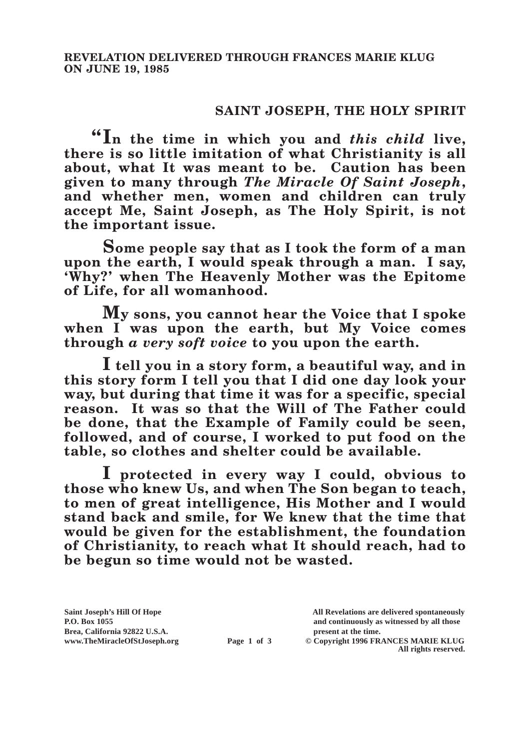**REVELATION DELIVERED THROUGH FRANCES MARIE KLUG ON JUNE 19, 1985**

## SAINT JOSEPH, THE HOLY SPIRIT

**"In the time in which you and *this child* live, there is so little imitation of what Christianity is all about, what It was meant to be. Caution has been given to many through *The Miracle Of Saint Joseph*, and whether men, women and children can truly accept Me, Saint Joseph, as The Holy Spirit, is not the important issue.**

**Some people say that as I took the form of a man upon the earth, I would speak through a man. I say, 'Why?' when The Heavenly Mother was the Epitome of Life, for all womanhood.**

**My sons, you cannot hear the Voice that I spoke when I was upon the earth, but My Voice comes through *a very soft voice* to you upon the earth.**

**I tell you in a story form, a beautiful way, and in this story form I tell you that I did one day look your way, but during that time it was for a specific, special reason. It was so that the Will of The Father could be done, that the Example of Family could be seen, followed, and of course, I worked to put food on the table, so clothes and shelter could be available.**

**I protected in every way I could, obvious to those who knew Us, and when The Son began to teach, to men of great intelligence, His Mother and I would stand back and smile, for We knew that the time that would be given for the establishment, the foundation of Christianity, to reach what It should reach, had to be begun so time would not be wasted.**

Saint Joseph's Hill Of Hope
P.O. Box 1055
Brea, California 92822 U.S.A.
www.TheMiracleOfStJoseph.org

All Revelations are delivered spontaneously and continuously as witnessed by all those present at the time.
© Copyright 1996 FRANCES MARIE KLUG
All rights reserved.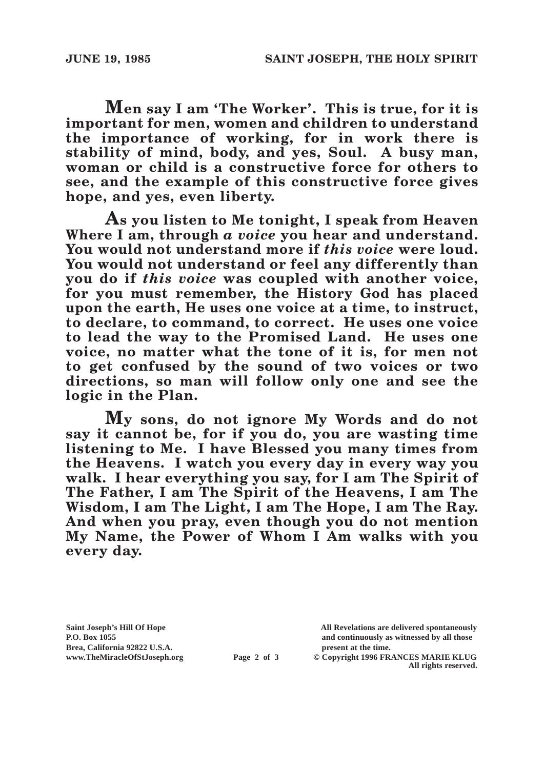**Men say I am 'The Worker'. This is true, for it is important for men, women and children to understand the importance of working, for in work there is stability of mind, body, and yes, Soul. A busy man, woman or child is a constructive force for others to see, and the example of this constructive force gives hope, and yes, even liberty.**

**As you listen to Me tonight, I speak from Heaven Where I am, through *a voice* you hear and understand. You would not understand more if *this voice* were loud. You would not understand or feel any differently than you do if *this voice* was coupled with another voice, for you must remember, the History God has placed upon the earth, He uses one voice at a time, to instruct, to declare, to command, to correct. He uses one voice to lead the way to the Promised Land. He uses one voice, no matter what the tone of it is, for men not to get confused by the sound of two voices or two directions, so man will follow only one and see the logic in the Plan.**

**My sons, do not ignore My Words and do not say it cannot be, for if you do, you are wasting time listening to Me. I have Blessed you many times from the Heavens. I watch you every day in every way you walk. I hear everything you say, for I am The Spirit of The Father, I am The Spirit of the Heavens, I am The Wisdom, I am The Light, I am The Hope, I am The Ray. And when you pray, even though you do not mention My Name, the Power of Whom I Am walks with you every day.**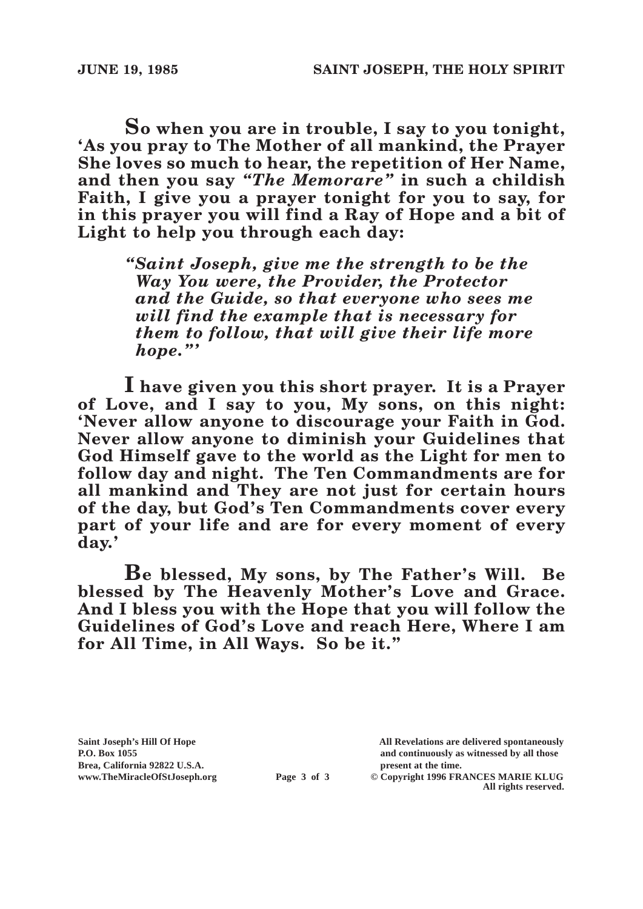**So when you are in trouble, I say to you tonight, 'As you pray to The Mother of all mankind, the Prayer She loves so much to hear, the repetition of Her Name, and then you say *"The Memorare"* in such a childish Faith, I give you a prayer tonight for you to say, for in this prayer you will find a Ray of Hope and a bit of Light to help you through each day:**

> ***"Saint Joseph, give me the strength to be the Way You were, the Provider, the Protector and the Guide, so that everyone who sees me will find the example that is necessary for them to follow, that will give their life more hope."'***

**I have given you this short prayer. It is a Prayer of Love, and I say to you, My sons, on this night: 'Never allow anyone to discourage your Faith in God. Never allow anyone to diminish your Guidelines that God Himself gave to the world as the Light for men to follow day and night. The Ten Commandments are for all mankind and They are not just for certain hours of the day, but God's Ten Commandments cover every part of your life and are for every moment of every day.'**

**Be blessed, My sons, by The Father's Will. Be blessed by The Heavenly Mother's Love and Grace. And I bless you with the Hope that you will follow the Guidelines of God's Love and reach Here, Where I am for All Time, in All Ways. So be it."**

**Saint Joseph's Hill Of Hope**
**P.O. Box 1055**
**Brea, California 92822 U.S.A.**
**www.TheMiracleOfStJoseph.org**

**All Revelations are delivered spontaneously and continuously as witnessed by all those present at the time.**
**© Copyright 1996 FRANCES MARIE KLUG**
**All rights reserved.**